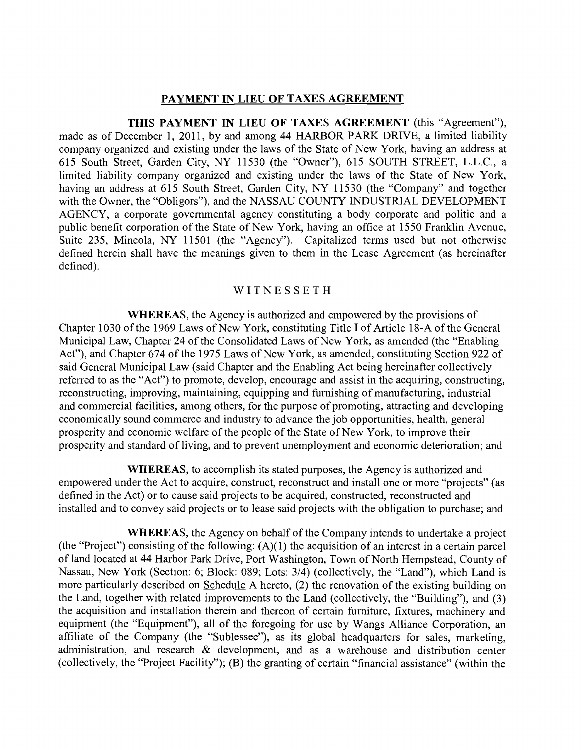## PAYMENT IN LIEU OF TAXES AGREEMENT

**THIS PAYMENT IN LIEU OF TAXES AGREEMENT** (this "Agreement"), made as of December 1, 2011, by and among 44 HARBOR PARK DRIVE, a limited liability company organized and existing under the laws of the State of New York, having an address at 615 South Street, Garden City, NY 11530 (the "Owner"), 615 SOUTH STREET, L.L.C., a limited liability company organized and existing under the laws of the State of New York, having an address at 615 South Street, Garden City, NY 11530 (the "Company" and together with the Owner, the "Obligors"), and the NASSAU COUNTY INDUSTRIAL DEVELOPMENT AGENCY, a corporate governmental agency constituting a body corporate and politic and a public benefit corporation of the State of New York, having an office at 1550 Franklin Avenue, Suite 235, Mineola, NY 11501 (the "Agency"). Capitalized terms used but not otherwise defined herein shall have the meanings given to them in the Lease Agreement (as hereinafter defined).

WITNESSETH

**WHEREAS**, the Agency is authorized and empowered by the provisions of Chapter 1030 of the 1969 Laws of New York, constituting Title I of Article 18-A of the General Municipal Law, Chapter 24 of the Consolidated Laws of New York, as amended (the "Enabling Act"), and Chapter 674 of the 1975 Laws of New York, as amended, constituting Section 922 of said General Municipal Law (said Chapter and the Enabling Act being hereinafter collectively referred to as the "Act") to promote, develop, encourage and assist in the acquiring, constructing, reconstructing, improving, maintaining, equipping and furnishing of manufacturing, industrial and commercial facilities, among others, for the purpose of promoting, attracting and developing economically sound commerce and industry to advance the job opportunities, health, general prosperity and economic welfare of the people of the State of New York, to improve their prosperity and standard of living, and to prevent unemployment and economic deterioration; and

**WHEREAS**, to accomplish its stated purposes, the Agency is authorized and empowered under the Act to acquire, construct, reconstruct and install one or more "projects" (as defined in the Act) or to cause said projects to be acquired, constructed, reconstructed and installed and to convey said projects or to lease said projects with the obligation to purchase; and

**WHEREAS**, the Agency on behalf of the Company intends to undertake a project (the "Project") consisting of the following: (A)(1) the acquisition of an interest in a certain parcel of land located at 44 Harbor Park Drive, Port Washington, Town of North Hempstead, County of Nassau, New York (Section: 6; Block: 089; Lots: 3/4) (collectively, the "Land"), which Land is more particularly described on Schedule A hereto, (2) the renovation of the existing building on the Land, together with related improvements to the Land (collectively, the "Building"), and (3) the acquisition and installation therein and thereon of certain furniture, fixtures, machinery and equipment (the "Equipment"), all of the foregoing for use by Wangs Alliance Corporation, an affiliate of the Company (the "Sublessee"), as its global headquarters for sales, marketing, administration, and research & development, and as a warehouse and distribution center (collectively, the "Project Facility"); (B) the granting of certain "financial assistance" (within the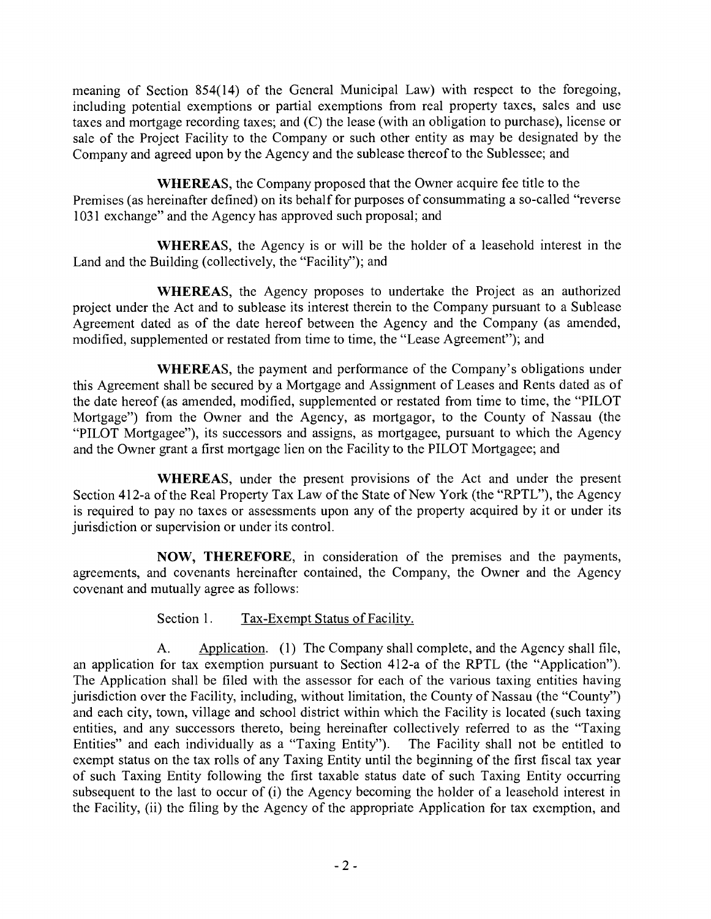meaning of Section 854(14) of the General Municipal Law) with respect to the foregoing, including potential exemptions or partial exemptions from real property taxes, sales and use taxes and mortgage recording taxes; and (C) the lease (with an obligation to purchase), license or sale of the Project Facility to the Company or such other entity as may be designated by the Company and agreed upon by the Agency and the sublease thereof to the Sublessee; and

**WHEREAS**, the Company proposed that the Owner acquire fee title to the Premises (as hereinafter defined) on its behalf for purposes of consummating a so-called "reverse 1031 exchange" and the Agency has approved such proposal; and

**WHEREAS**, the Agency is or will be the holder of a leasehold interest in the Land and the Building (collectively, the "Facility"); and

**WHEREAS**, the Agency proposes to undertake the Project as an authorized project under the Act and to sublease its interest therein to the Company pursuant to a Sublease Agreement dated as of the date hereof between the Agency and the Company (as amended, modified, supplemented or restated from time to time, the "Lease Agreement"); and

**WHEREAS**, the payment and performance of the Company's obligations under this Agreement shall be secured by a Mortgage and Assignment of Leases and Rents dated as of the date hereof (as amended, modified, supplemented or restated from time to time, the "PILOT Mortgage") from the Owner and the Agency, as mortgagor, to the County of Nassau (the "PILOT Mortgagee"), its successors and assigns, as mortgagee, pursuant to which the Agency and the Owner grant a first mortgage lien on the Facility to the PILOT Mortgagee; and

**WHEREAS**, under the present provisions of the Act and under the present Section 412-a of the Real Property Tax Law of the State of New York (the "RPTL"), the Agency is required to pay no taxes or assessments upon any of the property acquired by it or under its jurisdiction or supervision or under its control.

**NOW, THEREFORE**, in consideration of the premises and the payments, agreements, and covenants hereinafter contained, the Company, the Owner and the Agency covenant and mutually agree as follows:

Section 1. Tax-Exempt Status of Facility.

A. Application. (1) The Company shall complete, and the Agency shall file, an application for tax exemption pursuant to Section 412-a of the RPTL (the "Application"). The Application shall be filed with the assessor for each of the various taxing entities having jurisdiction over the Facility, including, without limitation, the County of Nassau (the "County") and each city, town, village and school district within which the Facility is located (such taxing entities, and any successors thereto, being hereinafter collectively referred to as the "Taxing Entities" and each individually as a "Taxing Entity"). The Facility shall not be entitled to exempt status on the tax rolls of any Taxing Entity until the beginning of the first fiscal tax year of such Taxing Entity following the first taxable status date of such Taxing Entity occurring subsequent to the last to occur of (i) the Agency becoming the holder of a leasehold interest in the Facility, (ii) the filing by the Agency of the appropriate Application for tax exemption, and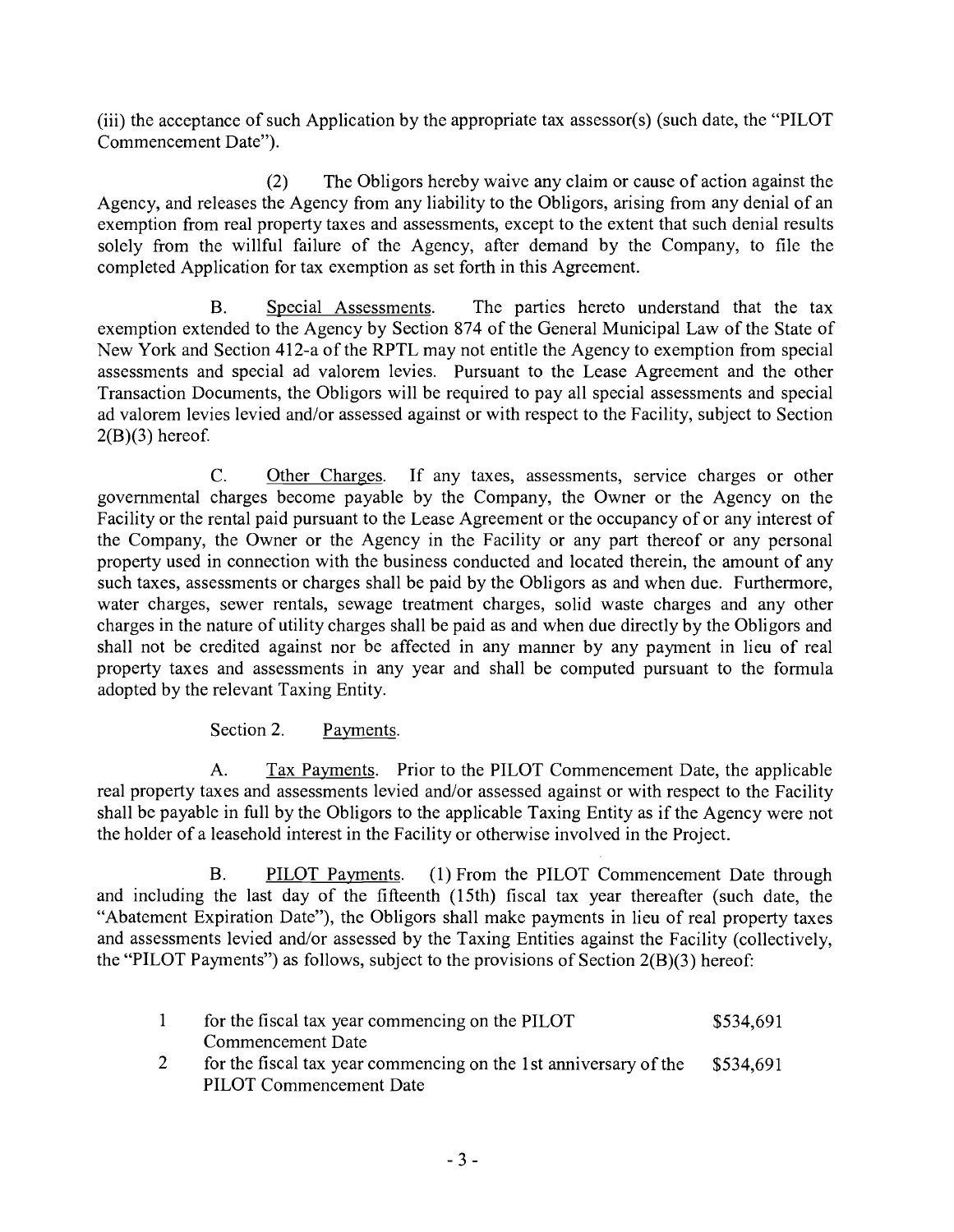(iii) the acceptance of such Application by the appropriate tax assessor(s) (such date, the "PILOT Commencement Date").

(2) The Obligors hereby waive any claim or cause of action against the Agency, and releases the Agency from any liability to the Obligors, arising from any denial of an exemption from real property taxes and assessments, except to the extent that such denial results solely from the willful failure of the Agency, after demand by the Company, to file the completed Application for tax exemption as set forth in this Agreement.

B. Special Assessments. The parties hereto understand that the tax exemption extended to the Agency by Section 874 of the General Municipal Law of the State of New York and Section 412-a of the RPTL may not entitle the Agency to exemption from special assessments and special ad valorem levies. Pursuant to the Lease Agreement and the other Transaction Documents, the Obligors will be required to pay all special assessments and special ad valorem levies levied and/or assessed against or with respect to the Facility, subject to Section 2(B)(3) hereof.

C. Other Charges. If any taxes, assessments, service charges or other governmental charges become payable by the Company, the Owner or the Agency on the Facility or the rental paid pursuant to the Lease Agreement or the occupancy of or any interest of the Company, the Owner or the Agency in the Facility or any part thereof or any personal property used in connection with the business conducted and located therein, the amount of any such taxes, assessments or charges shall be paid by the Obligors as and when due. Furthermore, water charges, sewer rentals, sewage treatment charges, solid waste charges and any other charges in the nature of utility charges shall be paid as and when due directly by the Obligors and shall not be credited against nor be affected in any manner by any payment in lieu of real property taxes and assessments in any year and shall be computed pursuant to the formula adopted by the relevant Taxing Entity.

Section 2. Payments.

A. Tax Payments. Prior to the PILOT Commencement Date, the applicable real property taxes and assessments levied and/or assessed against or with respect to the Facility shall be payable in full by the Obligors to the applicable Taxing Entity as if the Agency were not the holder of a leasehold interest in the Facility or otherwise involved in the Project.

B. PILOT Payments. (1) From the PILOT Commencement Date through and including the last day of the fifteenth (15th) fiscal tax year thereafter (such date, the "Abatement Expiration Date"), the Obligors shall make payments in lieu of real property taxes and assessments levied and/or assessed by the Taxing Entities against the Facility (collectively, the "PILOT Payments") as follows, subject to the provisions of Section 2(B)(3) hereof:

| | | |
|---|---|---|
| 1 | for the fiscal tax year commencing on the PILOT Commencement Date | \$534,691 |
| 2 | for the fiscal tax year commencing on the 1st anniversary of the PILOT Commencement Date | \$534,691 |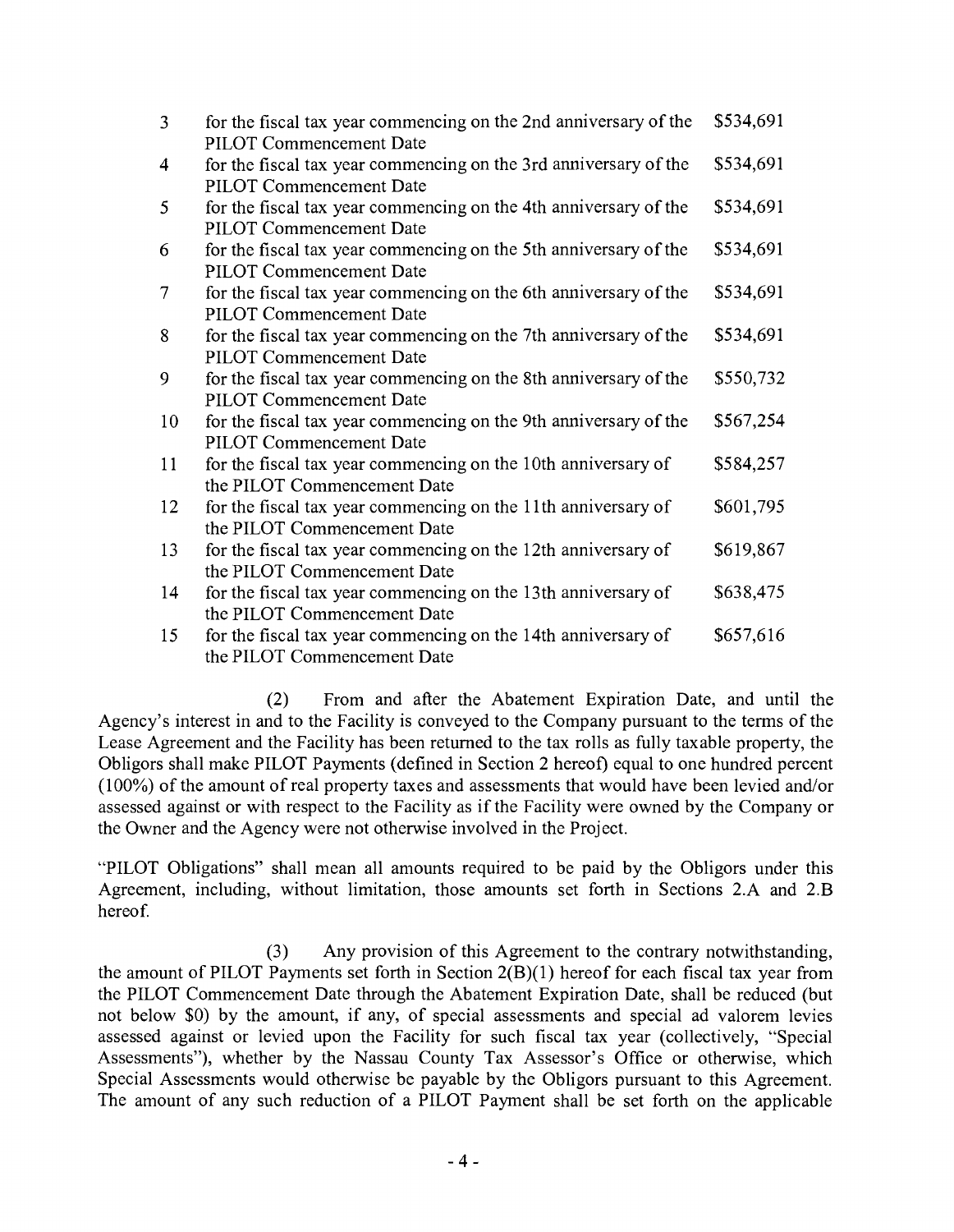| | | |
|---|---|---|
| 3 | for the fiscal tax year commencing on the 2nd anniversary of the PILOT Commencement Date | $534,691 |
| 4 | for the fiscal tax year commencing on the 3rd anniversary of the PILOT Commencement Date | $534,691 |
| 5 | for the fiscal tax year commencing on the 4th anniversary of the PILOT Commencement Date | $534,691 |
| 6 | for the fiscal tax year commencing on the 5th anniversary of the PILOT Commencement Date | $534,691 |
| 7 | for the fiscal tax year commencing on the 6th anniversary of the PILOT Commencement Date | $534,691 |
| 8 | for the fiscal tax year commencing on the 7th anniversary of the PILOT Commencement Date | $534,691 |
| 9 | for the fiscal tax year commencing on the 8th anniversary of the PILOT Commencement Date | $550,732 |
| 10 | for the fiscal tax year commencing on the 9th anniversary of the PILOT Commencement Date | $567,254 |
| 11 | for the fiscal tax year commencing on the 10th anniversary of the PILOT Commencement Date | $584,257 |
| 12 | for the fiscal tax year commencing on the 11th anniversary of the PILOT Commencement Date | $601,795 |
| 13 | for the fiscal tax year commencing on the 12th anniversary of the PILOT Commencement Date | $619,867 |
| 14 | for the fiscal tax year commencing on the 13th anniversary of the PILOT Commencement Date | $638,475 |
| 15 | for the fiscal tax year commencing on the 14th anniversary of the PILOT Commencement Date | $657,616 |

(2) From and after the Abatement Expiration Date, and until the Agency's interest in and to the Facility is conveyed to the Company pursuant to the terms of the Lease Agreement and the Facility has been returned to the tax rolls as fully taxable property, the Obligors shall make PILOT Payments (defined in Section 2 hereof) equal to one hundred percent (100%) of the amount of real property taxes and assessments that would have been levied and/or assessed against or with respect to the Facility as if the Facility were owned by the Company or the Owner and the Agency were not otherwise involved in the Project.

"PILOT Obligations" shall mean all amounts required to be paid by the Obligors under this Agreement, including, without limitation, those amounts set forth in Sections 2.A and 2.B hereof.

(3) Any provision of this Agreement to the contrary notwithstanding, the amount of PILOT Payments set forth in Section 2(B)(1) hereof for each fiscal tax year from the PILOT Commencement Date through the Abatement Expiration Date, shall be reduced (but not below $0) by the amount, if any, of special assessments and special ad valorem levies assessed against or levied upon the Facility for such fiscal tax year (collectively, "Special Assessments"), whether by the Nassau County Tax Assessor's Office or otherwise, which Special Assessments would otherwise be payable by the Obligors pursuant to this Agreement. The amount of any such reduction of a PILOT Payment shall be set forth on the applicable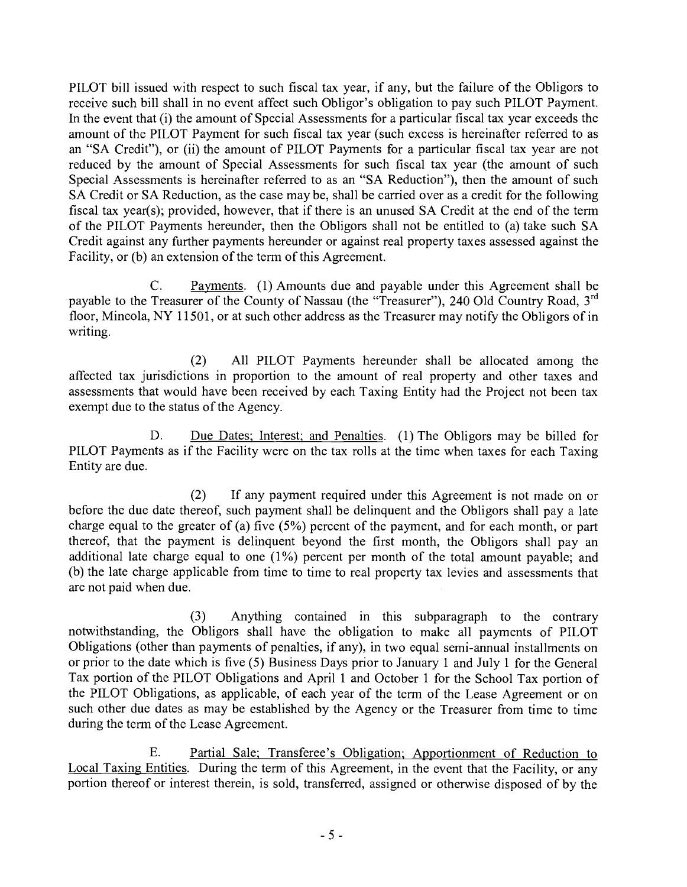PILOT bill issued with respect to such fiscal tax year, if any, but the failure of the Obligors to receive such bill shall in no event affect such Obligor's obligation to pay such PILOT Payment. In the event that (i) the amount of Special Assessments for a particular fiscal tax year exceeds the amount of the PILOT Payment for such fiscal tax year (such excess is hereinafter referred to as an "SA Credit"), or (ii) the amount of PILOT Payments for a particular fiscal tax year are not reduced by the amount of Special Assessments for such fiscal tax year (the amount of such Special Assessments is hereinafter referred to as an "SA Reduction"), then the amount of such SA Credit or SA Reduction, as the case may be, shall be carried over as a credit for the following fiscal tax year(s); provided, however, that if there is an unused SA Credit at the end of the term of the PILOT Payments hereunder, then the Obligors shall not be entitled to (a) take such SA Credit against any further payments hereunder or against real property taxes assessed against the Facility, or (b) an extension of the term of this Agreement.

C. Payments. (1) Amounts due and payable under this Agreement shall be payable to the Treasurer of the County of Nassau (the "Treasurer"), 240 Old Country Road, 3rd floor, Mineola, NY 11501, or at such other address as the Treasurer may notify the Obligors of in writing.

(2) All PILOT Payments hereunder shall be allocated among the affected tax jurisdictions in proportion to the amount of real property and other taxes and assessments that would have been received by each Taxing Entity had the Project not been tax exempt due to the status of the Agency.

D. Due Dates; Interest; and Penalties. (1) The Obligors may be billed for PILOT Payments as if the Facility were on the tax rolls at the time when taxes for each Taxing Entity are due.

(2) If any payment required under this Agreement is not made on or before the due date thereof, such payment shall be delinquent and the Obligors shall pay a late charge equal to the greater of (a) five (5%) percent of the payment, and for each month, or part thereof, that the payment is delinquent beyond the first month, the Obligors shall pay an additional late charge equal to one (1%) percent per month of the total amount payable; and (b) the late charge applicable from time to time to real property tax levies and assessments that are not paid when due.

(3) Anything contained in this subparagraph to the contrary notwithstanding, the Obligors shall have the obligation to make all payments of PILOT Obligations (other than payments of penalties, if any), in two equal semi-annual installments on or prior to the date which is five (5) Business Days prior to January 1 and July 1 for the General Tax portion of the PILOT Obligations and April 1 and October 1 for the School Tax portion of the PILOT Obligations, as applicable, of each year of the term of the Lease Agreement or on such other due dates as may be established by the Agency or the Treasurer from time to time during the term of the Lease Agreement.

E. Partial Sale; Transferee's Obligation; Apportionment of Reduction to Local Taxing Entities. During the term of this Agreement, in the event that the Facility, or any portion thereof or interest therein, is sold, transferred, assigned or otherwise disposed of by the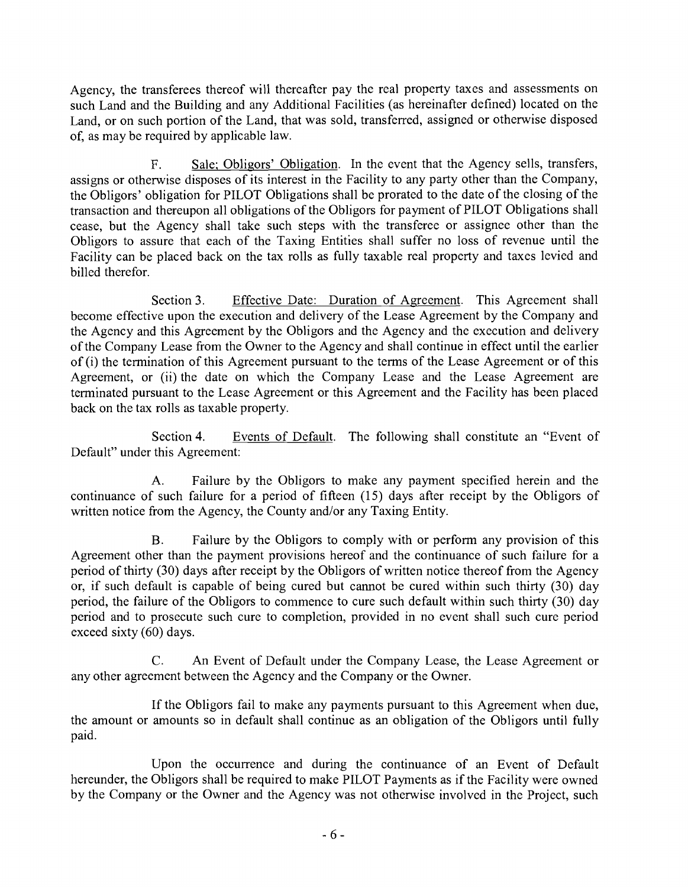Agency, the transferees thereof will thereafter pay the real property taxes and assessments on such Land and the Building and any Additional Facilities (as hereinafter defined) located on the Land, or on such portion of the Land, that was sold, transferred, assigned or otherwise disposed of, as may be required by applicable law.

F. Sale; Obligors' Obligation. In the event that the Agency sells, transfers, assigns or otherwise disposes of its interest in the Facility to any party other than the Company, the Obligors' obligation for PILOT Obligations shall be prorated to the date of the closing of the transaction and thereupon all obligations of the Obligors for payment of PILOT Obligations shall cease, but the Agency shall take such steps with the transferee or assignee other than the Obligors to assure that each of the Taxing Entities shall suffer no loss of revenue until the Facility can be placed back on the tax rolls as fully taxable real property and taxes levied and billed therefor.

Section 3. Effective Date: Duration of Agreement. This Agreement shall become effective upon the execution and delivery of the Lease Agreement by the Company and the Agency and this Agreement by the Obligors and the Agency and the execution and delivery of the Company Lease from the Owner to the Agency and shall continue in effect until the earlier of (i) the termination of this Agreement pursuant to the terms of the Lease Agreement or of this Agreement, or (ii) the date on which the Company Lease and the Lease Agreement are terminated pursuant to the Lease Agreement or this Agreement and the Facility has been placed back on the tax rolls as taxable property.

Section 4. Events of Default. The following shall constitute an "Event of Default" under this Agreement:

A. Failure by the Obligors to make any payment specified herein and the continuance of such failure for a period of fifteen (15) days after receipt by the Obligors of written notice from the Agency, the County and/or any Taxing Entity.

B. Failure by the Obligors to comply with or perform any provision of this Agreement other than the payment provisions hereof and the continuance of such failure for a period of thirty (30) days after receipt by the Obligors of written notice thereof from the Agency or, if such default is capable of being cured but cannot be cured within such thirty (30) day period, the failure of the Obligors to commence to cure such default within such thirty (30) day period and to prosecute such cure to completion, provided in no event shall such cure period exceed sixty (60) days.

C. An Event of Default under the Company Lease, the Lease Agreement or any other agreement between the Agency and the Company or the Owner.

If the Obligors fail to make any payments pursuant to this Agreement when due, the amount or amounts so in default shall continue as an obligation of the Obligors until fully paid.

Upon the occurrence and during the continuance of an Event of Default hereunder, the Obligors shall be required to make PILOT Payments as if the Facility were owned by the Company or the Owner and the Agency was not otherwise involved in the Project, such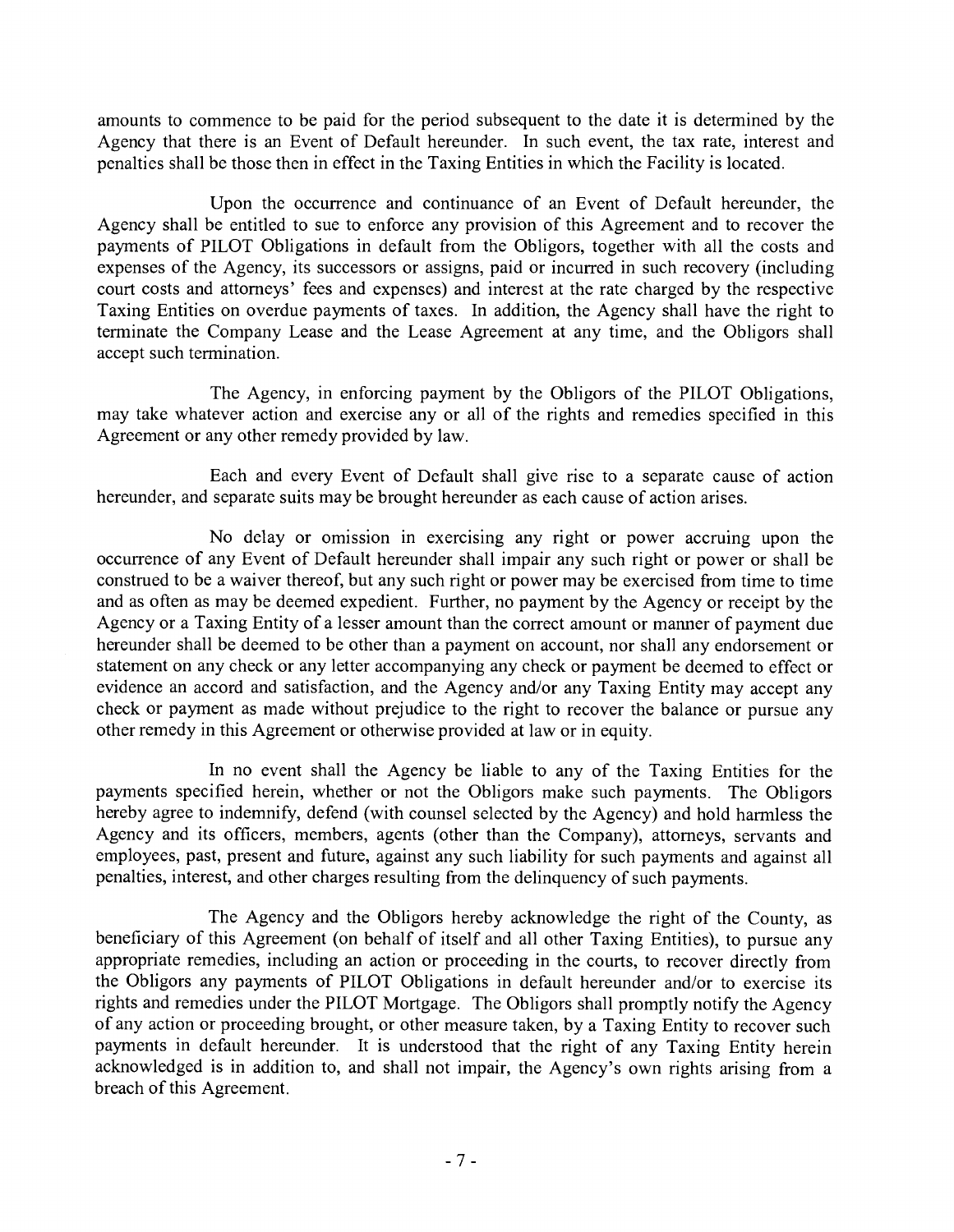amounts to commence to be paid for the period subsequent to the date it is determined by the Agency that there is an Event of Default hereunder. In such event, the tax rate, interest and penalties shall be those then in effect in the Taxing Entities in which the Facility is located.

Upon the occurrence and continuance of an Event of Default hereunder, the Agency shall be entitled to sue to enforce any provision of this Agreement and to recover the payments of PILOT Obligations in default from the Obligors, together with all the costs and expenses of the Agency, its successors or assigns, paid or incurred in such recovery (including court costs and attorneys' fees and expenses) and interest at the rate charged by the respective Taxing Entities on overdue payments of taxes. In addition, the Agency shall have the right to terminate the Company Lease and the Lease Agreement at any time, and the Obligors shall accept such termination.

The Agency, in enforcing payment by the Obligors of the PILOT Obligations, may take whatever action and exercise any or all of the rights and remedies specified in this Agreement or any other remedy provided by law.

Each and every Event of Default shall give rise to a separate cause of action hereunder, and separate suits may be brought hereunder as each cause of action arises.

No delay or omission in exercising any right or power accruing upon the occurrence of any Event of Default hereunder shall impair any such right or power or shall be construed to be a waiver thereof, but any such right or power may be exercised from time to time and as often as may be deemed expedient. Further, no payment by the Agency or receipt by the Agency or a Taxing Entity of a lesser amount than the correct amount or manner of payment due hereunder shall be deemed to be other than a payment on account, nor shall any endorsement or statement on any check or any letter accompanying any check or payment be deemed to effect or evidence an accord and satisfaction, and the Agency and/or any Taxing Entity may accept any check or payment as made without prejudice to the right to recover the balance or pursue any other remedy in this Agreement or otherwise provided at law or in equity.

In no event shall the Agency be liable to any of the Taxing Entities for the payments specified herein, whether or not the Obligors make such payments. The Obligors hereby agree to indemnify, defend (with counsel selected by the Agency) and hold harmless the Agency and its officers, members, agents (other than the Company), attorneys, servants and employees, past, present and future, against any such liability for such payments and against all penalties, interest, and other charges resulting from the delinquency of such payments.

The Agency and the Obligors hereby acknowledge the right of the County, as beneficiary of this Agreement (on behalf of itself and all other Taxing Entities), to pursue any appropriate remedies, including an action or proceeding in the courts, to recover directly from the Obligors any payments of PILOT Obligations in default hereunder and/or to exercise its rights and remedies under the PILOT Mortgage. The Obligors shall promptly notify the Agency of any action or proceeding brought, or other measure taken, by a Taxing Entity to recover such payments in default hereunder. It is understood that the right of any Taxing Entity herein acknowledged is in addition to, and shall not impair, the Agency's own rights arising from a breach of this Agreement.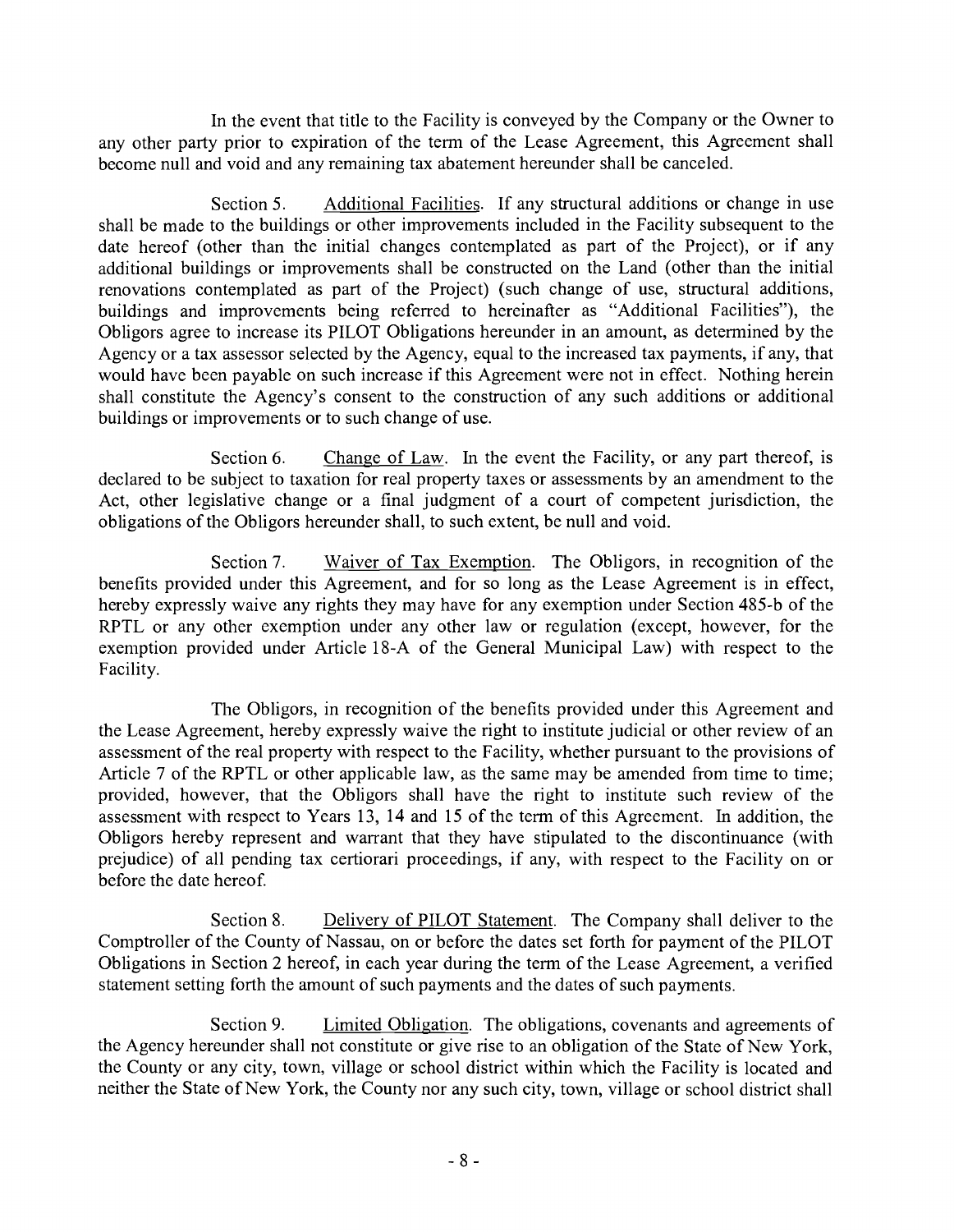In the event that title to the Facility is conveyed by the Company or the Owner to any other party prior to expiration of the term of the Lease Agreement, this Agreement shall become null and void and any remaining tax abatement hereunder shall be canceled.

Section 5. Additional Facilities. If any structural additions or change in use shall be made to the buildings or other improvements included in the Facility subsequent to the date hereof (other than the initial changes contemplated as part of the Project), or if any additional buildings or improvements shall be constructed on the Land (other than the initial renovations contemplated as part of the Project) (such change of use, structural additions, buildings and improvements being referred to hereinafter as "Additional Facilities"), the Obligors agree to increase its PILOT Obligations hereunder in an amount, as determined by the Agency or a tax assessor selected by the Agency, equal to the increased tax payments, if any, that would have been payable on such increase if this Agreement were not in effect. Nothing herein shall constitute the Agency's consent to the construction of any such additions or additional buildings or improvements or to such change of use.

Section 6. Change of Law. In the event the Facility, or any part thereof, is declared to be subject to taxation for real property taxes or assessments by an amendment to the Act, other legislative change or a final judgment of a court of competent jurisdiction, the obligations of the Obligors hereunder shall, to such extent, be null and void.

Section 7. Waiver of Tax Exemption. The Obligors, in recognition of the benefits provided under this Agreement, and for so long as the Lease Agreement is in effect, hereby expressly waive any rights they may have for any exemption under Section 485-b of the RPTL or any other exemption under any other law or regulation (except, however, for the exemption provided under Article 18-A of the General Municipal Law) with respect to the Facility.

The Obligors, in recognition of the benefits provided under this Agreement and the Lease Agreement, hereby expressly waive the right to institute judicial or other review of an assessment of the real property with respect to the Facility, whether pursuant to the provisions of Article 7 of the RPTL or other applicable law, as the same may be amended from time to time; provided, however, that the Obligors shall have the right to institute such review of the assessment with respect to Years 13, 14 and 15 of the term of this Agreement. In addition, the Obligors hereby represent and warrant that they have stipulated to the discontinuance (with prejudice) of all pending tax certiorari proceedings, if any, with respect to the Facility on or before the date hereof.

Section 8. Delivery of PILOT Statement. The Company shall deliver to the Comptroller of the County of Nassau, on or before the dates set forth for payment of the PILOT Obligations in Section 2 hereof, in each year during the term of the Lease Agreement, a verified statement setting forth the amount of such payments and the dates of such payments.

Section 9. Limited Obligation. The obligations, covenants and agreements of the Agency hereunder shall not constitute or give rise to an obligation of the State of New York, the County or any city, town, village or school district within which the Facility is located and neither the State of New York, the County nor any such city, town, village or school district shall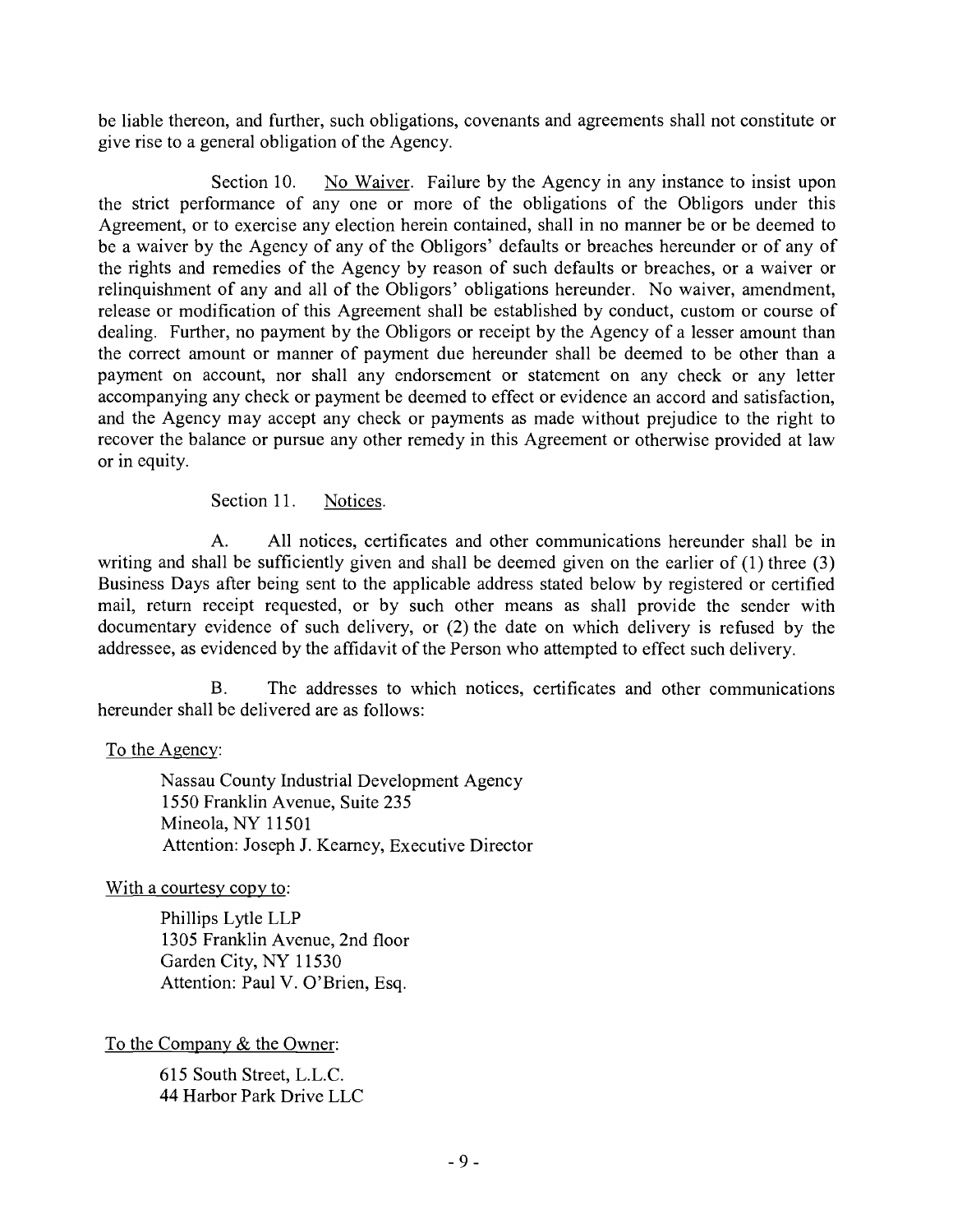be liable thereon, and further, such obligations, covenants and agreements shall not constitute or give rise to a general obligation of the Agency.

Section 10. No Waiver. Failure by the Agency in any instance to insist upon the strict performance of any one or more of the obligations of the Obligors under this Agreement, or to exercise any election herein contained, shall in no manner be or be deemed to be a waiver by the Agency of any of the Obligors' defaults or breaches hereunder or of any of the rights and remedies of the Agency by reason of such defaults or breaches, or a waiver or relinquishment of any and all of the Obligors' obligations hereunder. No waiver, amendment, release or modification of this Agreement shall be established by conduct, custom or course of dealing. Further, no payment by the Obligors or receipt by the Agency of a lesser amount than the correct amount or manner of payment due hereunder shall be deemed to be other than a payment on account, nor shall any endorsement or statement on any check or any letter accompanying any check or payment be deemed to effect or evidence an accord and satisfaction, and the Agency may accept any check or payments as made without prejudice to the right to recover the balance or pursue any other remedy in this Agreement or otherwise provided at law or in equity.

Section 11. Notices.

A. All notices, certificates and other communications hereunder shall be in writing and shall be sufficiently given and shall be deemed given on the earlier of (1) three (3) Business Days after being sent to the applicable address stated below by registered or certified mail, return receipt requested, or by such other means as shall provide the sender with documentary evidence of such delivery, or (2) the date on which delivery is refused by the addressee, as evidenced by the affidavit of the Person who attempted to effect such delivery.

B. The addresses to which notices, certificates and other communications hereunder shall be delivered are as follows:

To the Agency:

Nassau County Industrial Development Agency
1550 Franklin Avenue, Suite 235
Mineola, NY 11501
Attention: Joseph J. Kearney, Executive Director

With a courtesy copy to:

Phillips Lytle LLP
1305 Franklin Avenue, 2nd floor
Garden City, NY 11530
Attention: Paul V. O'Brien, Esq.

To the Company & the Owner:

615 South Street, L.L.C.
44 Harbor Park Drive LLC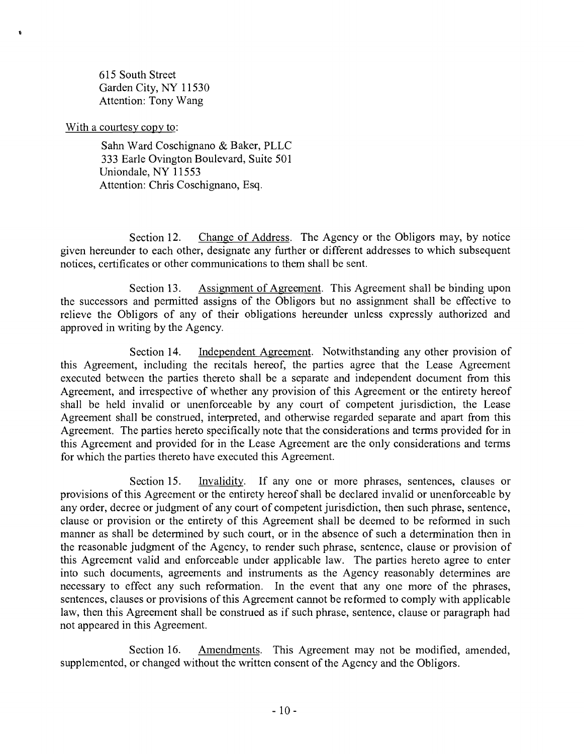615 South Street
Garden City, NY 11530
Attention: Tony Wang

With a courtesy copy to:

Sahn Ward Coschignano & Baker, PLLC
333 Earle Ovington Boulevard, Suite 501
Uniondale, NY 11553
Attention: Chris Coschignano, Esq.

Section 12. Change of Address. The Agency or the Obligors may, by notice given hereunder to each other, designate any further or different addresses to which subsequent notices, certificates or other communications to them shall be sent.

Section 13. Assignment of Agreement. This Agreement shall be binding upon the successors and permitted assigns of the Obligors but no assignment shall be effective to relieve the Obligors of any of their obligations hereunder unless expressly authorized and approved in writing by the Agency.

Section 14. Independent Agreement. Notwithstanding any other provision of this Agreement, including the recitals hereof, the parties agree that the Lease Agreement executed between the parties thereto shall be a separate and independent document from this Agreement, and irrespective of whether any provision of this Agreement or the entirety hereof shall be held invalid or unenforceable by any court of competent jurisdiction, the Lease Agreement shall be construed, interpreted, and otherwise regarded separate and apart from this Agreement. The parties hereto specifically note that the considerations and terms provided for in this Agreement and provided for in the Lease Agreement are the only considerations and terms for which the parties thereto have executed this Agreement.

Section 15. Invalidity. If any one or more phrases, sentences, clauses or provisions of this Agreement or the entirety hereof shall be declared invalid or unenforceable by any order, decree or judgment of any court of competent jurisdiction, then such phrase, sentence, clause or provision or the entirety of this Agreement shall be deemed to be reformed in such manner as shall be determined by such court, or in the absence of such a determination then in the reasonable judgment of the Agency, to render such phrase, sentence, clause or provision of this Agreement valid and enforceable under applicable law. The parties hereto agree to enter into such documents, agreements and instruments as the Agency reasonably determines are necessary to effect any such reformation. In the event that any one more of the phrases, sentences, clauses or provisions of this Agreement cannot be reformed to comply with applicable law, then this Agreement shall be construed as if such phrase, sentence, clause or paragraph had not appeared in this Agreement.

Section 16. Amendments. This Agreement may not be modified, amended, supplemented, or changed without the written consent of the Agency and the Obligors.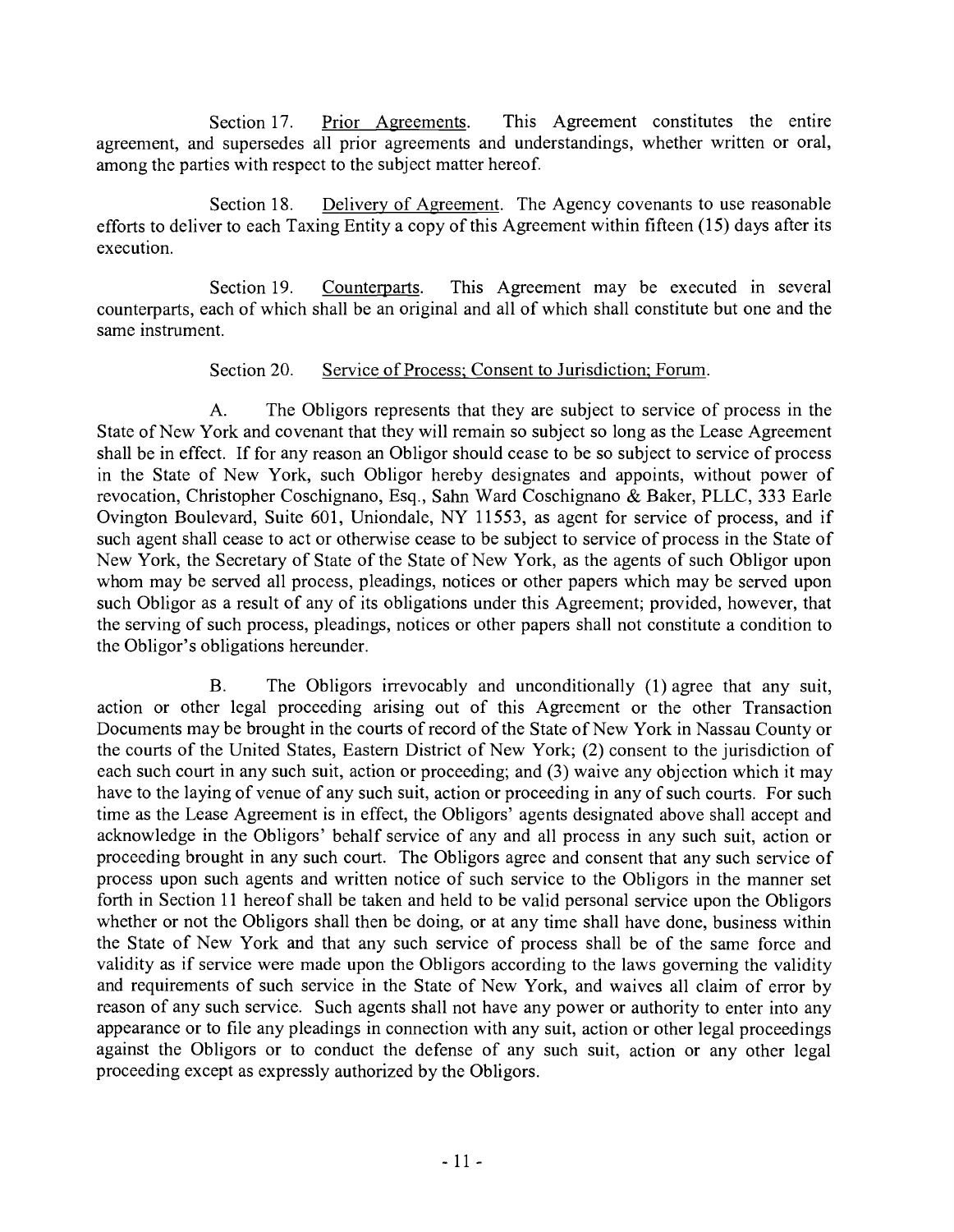Section 17. Prior Agreements. This Agreement constitutes the entire agreement, and supersedes all prior agreements and understandings, whether written or oral, among the parties with respect to the subject matter hereof.

Section 18. Delivery of Agreement. The Agency covenants to use reasonable efforts to deliver to each Taxing Entity a copy of this Agreement within fifteen (15) days after its execution.

Section 19. Counterparts. This Agreement may be executed in several counterparts, each of which shall be an original and all of which shall constitute but one and the same instrument.

Section 20. Service of Process; Consent to Jurisdiction; Forum.

A. The Obligors represents that they are subject to service of process in the State of New York and covenant that they will remain so subject so long as the Lease Agreement shall be in effect. If for any reason an Obligor should cease to be so subject to service of process in the State of New York, such Obligor hereby designates and appoints, without power of revocation, Christopher Coschignano, Esq., Sahn Ward Coschignano & Baker, PLLC, 333 Earle Ovington Boulevard, Suite 601, Uniondale, NY 11553, as agent for service of process, and if such agent shall cease to act or otherwise cease to be subject to service of process in the State of New York, the Secretary of State of the State of New York, as the agents of such Obligor upon whom may be served all process, pleadings, notices or other papers which may be served upon such Obligor as a result of any of its obligations under this Agreement; provided, however, that the serving of such process, pleadings, notices or other papers shall not constitute a condition to the Obligor's obligations hereunder.

B. The Obligors irrevocably and unconditionally (1) agree that any suit, action or other legal proceeding arising out of this Agreement or the other Transaction Documents may be brought in the courts of record of the State of New York in Nassau County or the courts of the United States, Eastern District of New York; (2) consent to the jurisdiction of each such court in any such suit, action or proceeding; and (3) waive any objection which it may have to the laying of venue of any such suit, action or proceeding in any of such courts. For such time as the Lease Agreement is in effect, the Obligors' agents designated above shall accept and acknowledge in the Obligors' behalf service of any and all process in any such suit, action or proceeding brought in any such court. The Obligors agree and consent that any such service of process upon such agents and written notice of such service to the Obligors in the manner set forth in Section 11 hereof shall be taken and held to be valid personal service upon the Obligors whether or not the Obligors shall then be doing, or at any time shall have done, business within the State of New York and that any such service of process shall be of the same force and validity as if service were made upon the Obligors according to the laws governing the validity and requirements of such service in the State of New York, and waives all claim of error by reason of any such service. Such agents shall not have any power or authority to enter into any appearance or to file any pleadings in connection with any suit, action or other legal proceedings against the Obligors or to conduct the defense of any such suit, action or any other legal proceeding except as expressly authorized by the Obligors.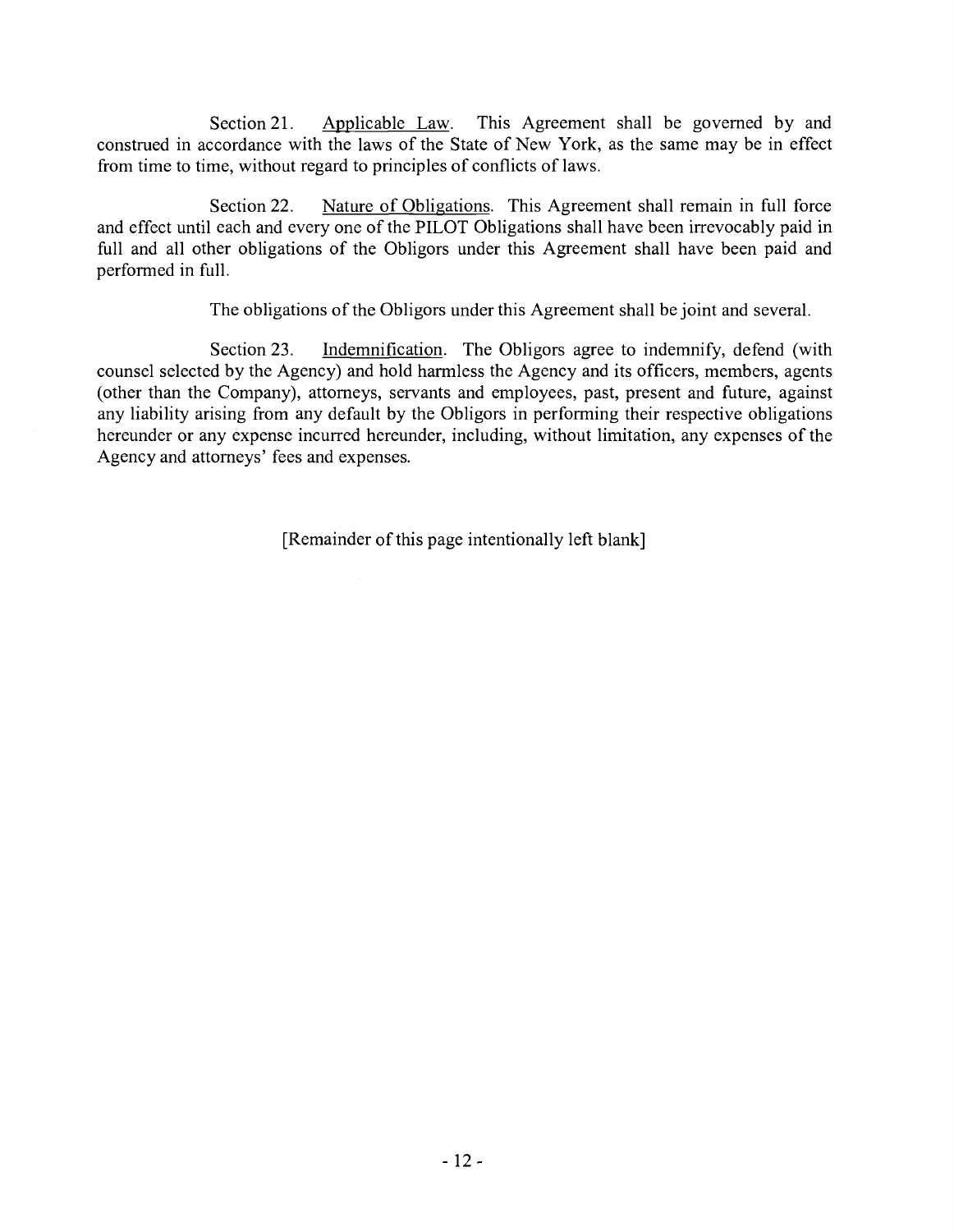Section 21. Applicable Law. This Agreement shall be governed by and construed in accordance with the laws of the State of New York, as the same may be in effect from time to time, without regard to principles of conflicts of laws.

Section 22. Nature of Obligations. This Agreement shall remain in full force and effect until each and every one of the PILOT Obligations shall have been irrevocably paid in full and all other obligations of the Obligors under this Agreement shall have been paid and performed in full.

The obligations of the Obligors under this Agreement shall be joint and several.

Section 23. Indemnification. The Obligors agree to indemnify, defend (with counsel selected by the Agency) and hold harmless the Agency and its officers, members, agents (other than the Company), attorneys, servants and employees, past, present and future, against any liability arising from any default by the Obligors in performing their respective obligations hereunder or any expense incurred hereunder, including, without limitation, any expenses of the Agency and attorneys' fees and expenses.

[Remainder of this page intentionally left blank]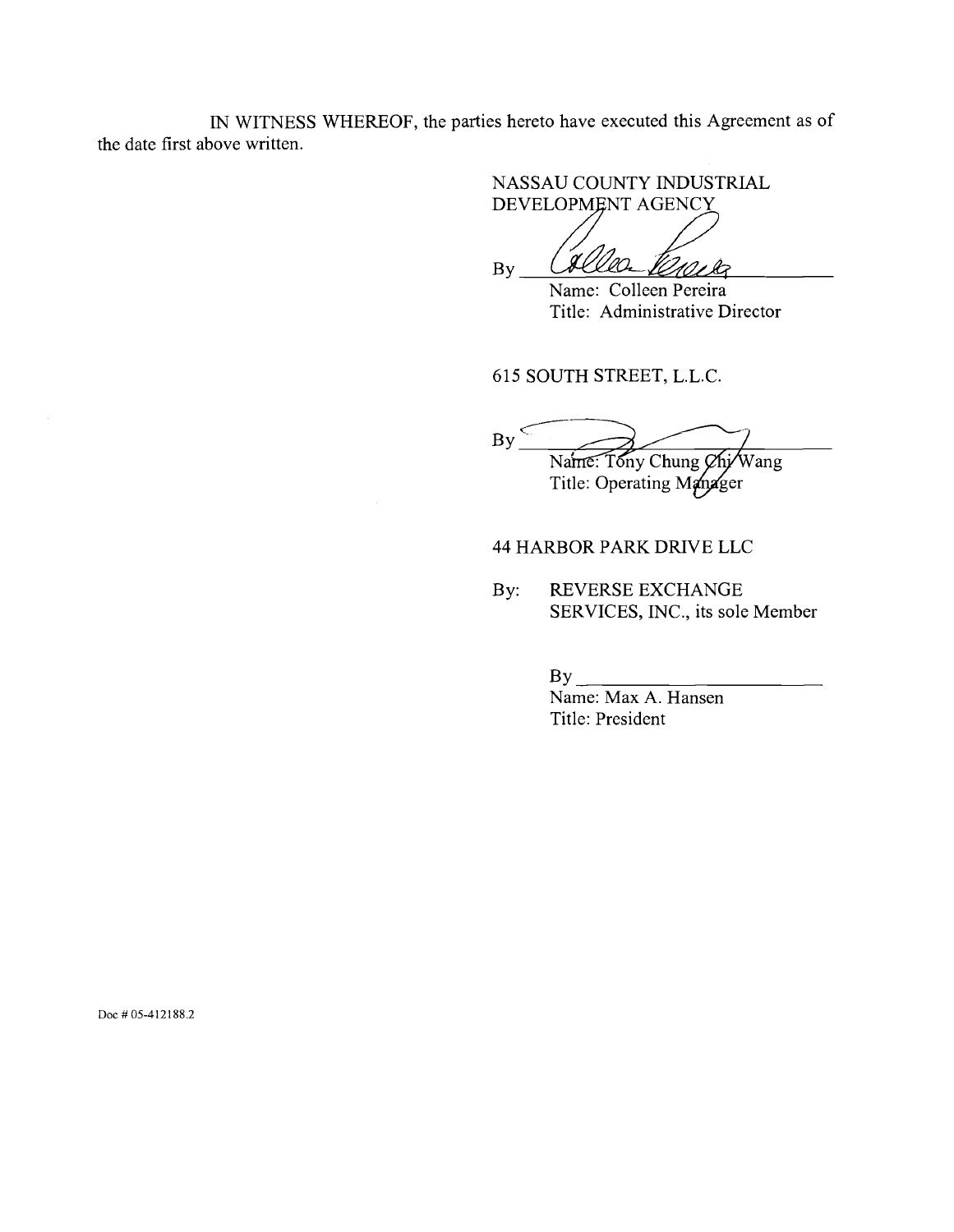IN WITNESS WHEREOF, the parties hereto have executed this Agreement as of the date first above written.

NASSAU COUNTY INDUSTRIAL DEVELOPMENT AGENCY

By ______________________
Name: Colleen Pereira
Title: Administrative Director

615 SOUTH STREET, L.L.C.

By ______________________
Name: Tony Chung Chi Wang
Title: Operating Manager

44 HARBOR PARK DRIVE LLC

By: REVERSE EXCHANGE SERVICES, INC., its sole Member

By ______________________
Name: Max A. Hansen
Title: President

Doc # 05-412188.2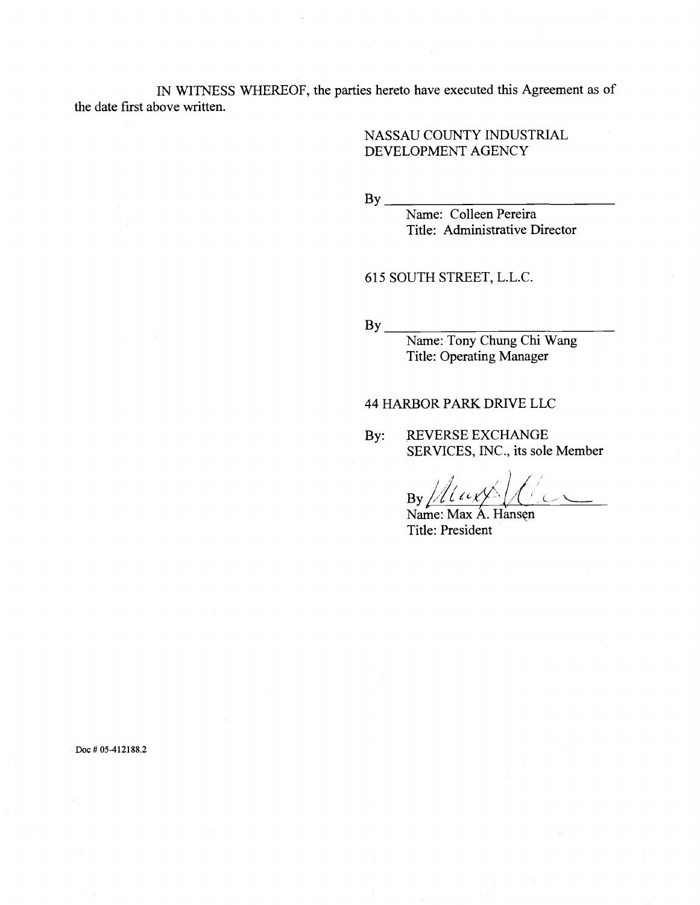IN WITNESS WHEREOF, the parties hereto have executed this Agreement as of the date first above written.

NASSAU COUNTY INDUSTRIAL DEVELOPMENT AGENCY

By ______________________________
Name: Colleen Pereira
Title: Administrative Director

615 SOUTH STREET, L.L.C.

By ______________________________
Name: Tony Chung Chi Wang
Title: Operating Manager

44 HARBOR PARK DRIVE LLC

By: REVERSE EXCHANGE SERVICES, INC., its sole Member

By ______________________________
Name: Max A. Hansen
Title: President

Doc # 05-412188.2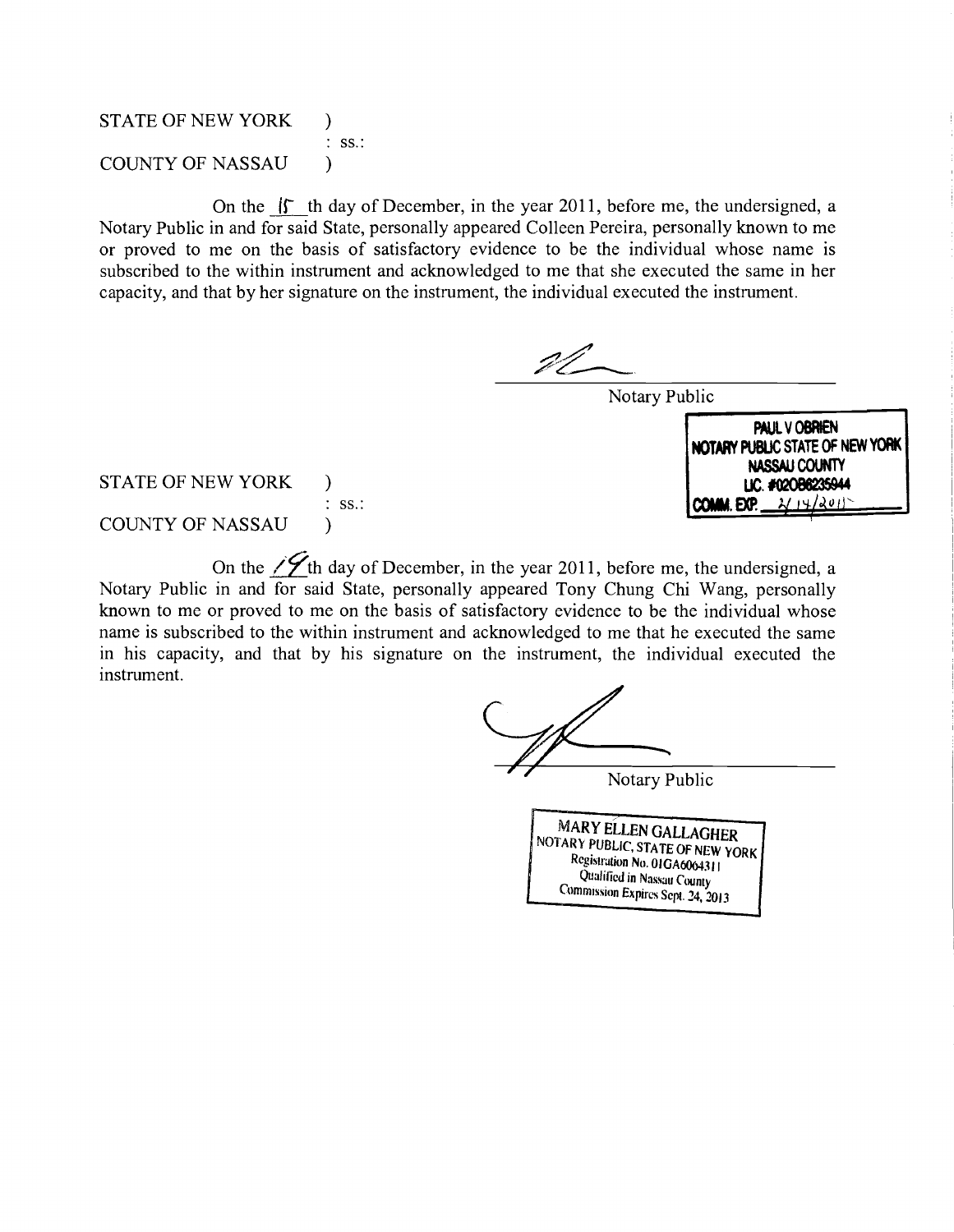STATE OF NEW YORK )
: ss.:
COUNTY OF NASSAU )

On the 15 th day of December, in the year 2011, before me, the undersigned, a Notary Public in and for said State, personally appeared Colleen Pereira, personally known to me or proved to me on the basis of satisfactory evidence to be the individual whose name is subscribed to the within instrument and acknowledged to me that she executed the same in her capacity, and that by her signature on the instrument, the individual executed the instrument.

Notary Public

PAUL V OBRIEN
NOTARY PUBLIC STATE OF NEW YORK
NASSAU COUNTY
LIC. #02OB6235944
COMM. EXP. 2/14/2015

STATE OF NEW YORK )
: ss.:
COUNTY OF NASSAU )

On the 19th day of December, in the year 2011, before me, the undersigned, a Notary Public in and for said State, personally appeared Tony Chung Chi Wang, personally known to me or proved to me on the basis of satisfactory evidence to be the individual whose name is subscribed to the within instrument and acknowledged to me that he executed the same in his capacity, and that by his signature on the instrument, the individual executed the instrument.

Notary Public

MARY ELLEN GALLAGHER
NOTARY PUBLIC, STATE OF NEW YORK
Registration No. 01GA6064311
Qualified in Nassau County
Commission Expires Sept. 24, 2013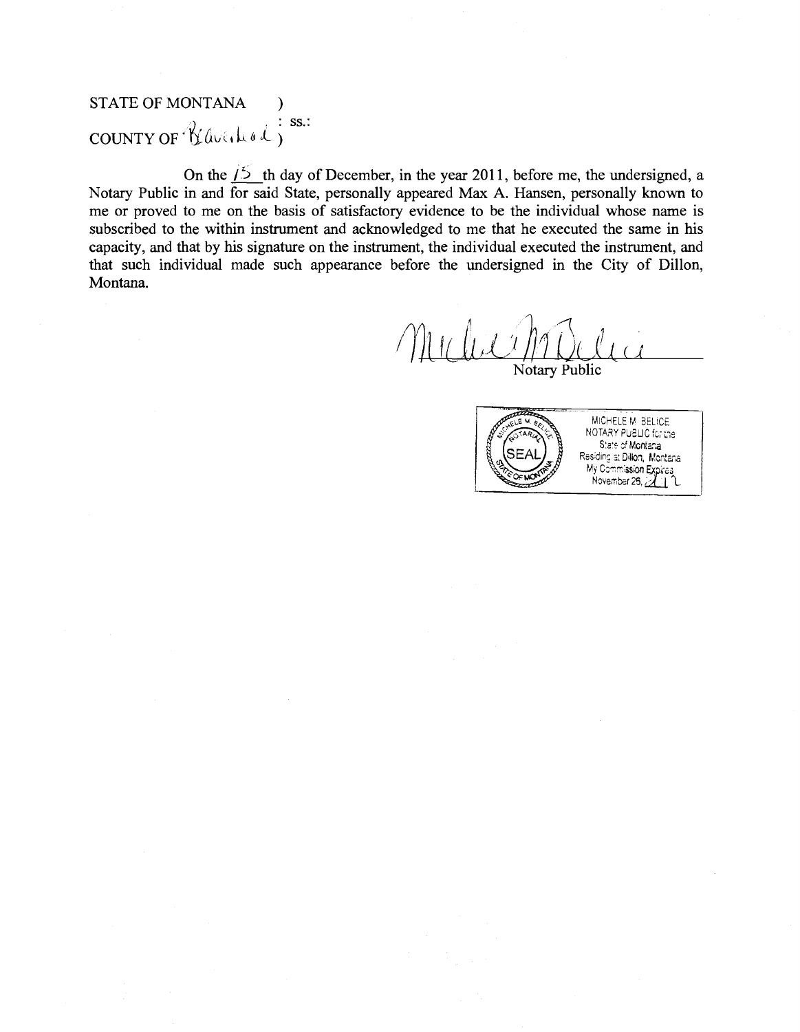STATE OF MONTANA )
: ss.:
COUNTY OF Beaverhead )

On the 15 th day of December, in the year 2011, before me, the undersigned, a Notary Public in and for said State, personally appeared Max A. Hansen, personally known to me or proved to me on the basis of satisfactory evidence to be the individual whose name is subscribed to the within instrument and acknowledged to me that he executed the same in his capacity, and that by his signature on the instrument, the individual executed the instrument, and that such individual made such appearance before the undersigned in the City of Dillon, Montana.

Michele M Belice
Notary Public

MICHELE M. BELICE
NOTARY PUBLIC for the
State of Montana
Residing at Dillon, Montana
My Commission Expires
November 26, 2012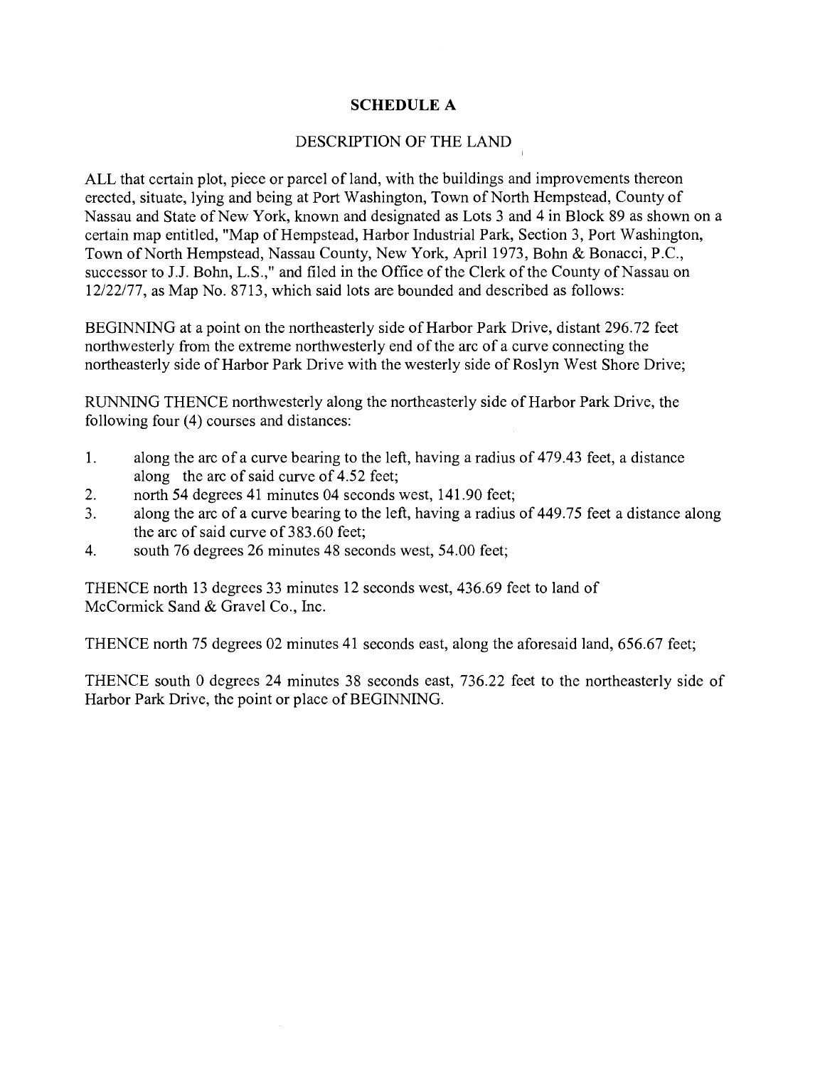# SCHEDULE A

DESCRIPTION OF THE LAND

ALL that certain plot, piece or parcel of land, with the buildings and improvements thereon erected, situate, lying and being at Port Washington, Town of North Hempstead, County of Nassau and State of New York, known and designated as Lots 3 and 4 in Block 89 as shown on a certain map entitled, "Map of Hempstead, Harbor Industrial Park, Section 3, Port Washington, Town of North Hempstead, Nassau County, New York, April 1973, Bohn & Bonacci, P.C., successor to J.J. Bohn, L.S.," and filed in the Office of the Clerk of the County of Nassau on 12/22/77, as Map No. 8713, which said lots are bounded and described as follows:

BEGINNING at a point on the northeasterly side of Harbor Park Drive, distant 296.72 feet northwesterly from the extreme northwesterly end of the arc of a curve connecting the northeasterly side of Harbor Park Drive with the westerly side of Roslyn West Shore Drive;

RUNNING THENCE northwesterly along the northeasterly side of Harbor Park Drive, the following four (4) courses and distances:

1. along the arc of a curve bearing to the left, having a radius of 479.43 feet, a distance along the arc of said curve of 4.52 feet;
2. north 54 degrees 41 minutes 04 seconds west, 141.90 feet;
3. along the arc of a curve bearing to the left, having a radius of 449.75 feet a distance along the arc of said curve of 383.60 feet;
4. south 76 degrees 26 minutes 48 seconds west, 54.00 feet;

THENCE north 13 degrees 33 minutes 12 seconds west, 436.69 feet to land of McCormick Sand & Gravel Co., Inc.

THENCE north 75 degrees 02 minutes 41 seconds east, along the aforesaid land, 656.67 feet;

THENCE south 0 degrees 24 minutes 38 seconds east, 736.22 feet to the northeasterly side of Harbor Park Drive, the point or place of BEGINNING.